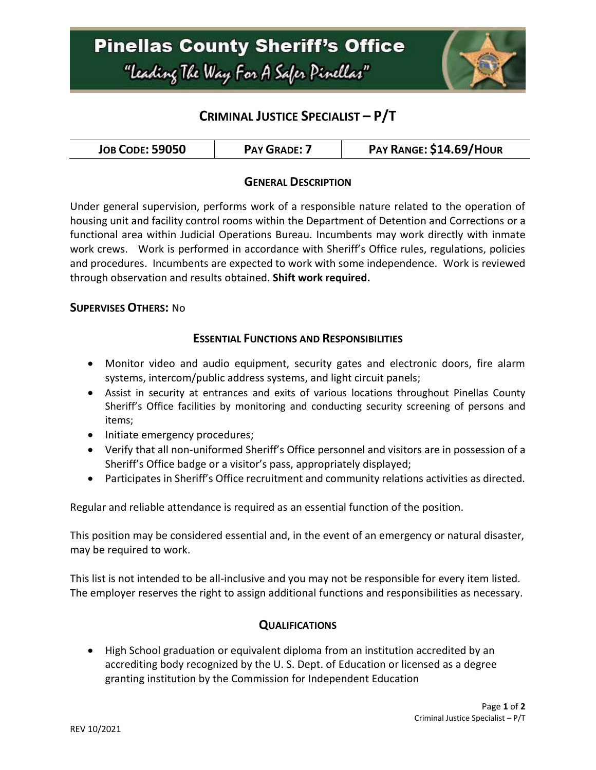# Pinellas County Sheriff's Office

"Leading The Way For A Safer Pinellas"

## CRIMINAL JUSTICE SPECIALIST – P/T

| JOB CODE: 59050 | PAY GRADE: 7 | PAY RANGE: $14.69/HOUR |
|---|---|---|

### GENERAL DESCRIPTION

Under general supervision, performs work of a responsible nature related to the operation of housing unit and facility control rooms within the Department of Detention and Corrections or a functional area within Judicial Operations Bureau. Incumbents may work directly with inmate work crews. Work is performed in accordance with Sheriff's Office rules, regulations, policies and procedures. Incumbents are expected to work with some independence. Work is reviewed through observation and results obtained. **Shift work required.**

**SUPERVISES OTHERS:** No

### ESSENTIAL FUNCTIONS AND RESPONSIBILITIES

- Monitor video and audio equipment, security gates and electronic doors, fire alarm systems, intercom/public address systems, and light circuit panels;
- Assist in security at entrances and exits of various locations throughout Pinellas County Sheriff's Office facilities by monitoring and conducting security screening of persons and items;
- Initiate emergency procedures;
- Verify that all non-uniformed Sheriff's Office personnel and visitors are in possession of a Sheriff's Office badge or a visitor's pass, appropriately displayed;
- Participates in Sheriff's Office recruitment and community relations activities as directed.

Regular and reliable attendance is required as an essential function of the position.

This position may be considered essential and, in the event of an emergency or natural disaster, may be required to work.

This list is not intended to be all-inclusive and you may not be responsible for every item listed. The employer reserves the right to assign additional functions and responsibilities as necessary.

### QUALIFICATIONS

- High School graduation or equivalent diploma from an institution accredited by an accrediting body recognized by the U. S. Dept. of Education or licensed as a degree granting institution by the Commission for Independent Education

REV 10/2021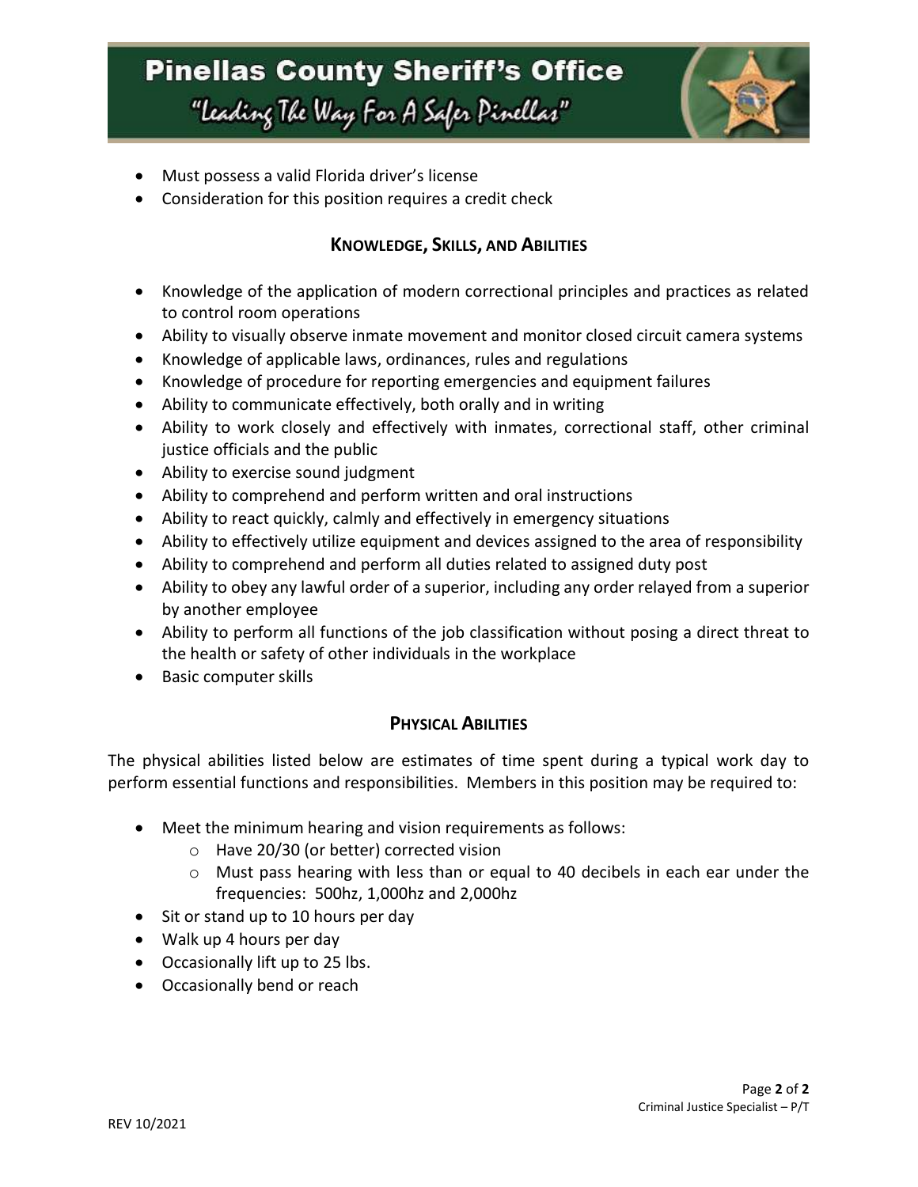- Must possess a valid Florida driver's license
- Consideration for this position requires a credit check

## Knowledge, Skills, and Abilities

- Knowledge of the application of modern correctional principles and practices as related to control room operations
- Ability to visually observe inmate movement and monitor closed circuit camera systems
- Knowledge of applicable laws, ordinances, rules and regulations
- Knowledge of procedure for reporting emergencies and equipment failures
- Ability to communicate effectively, both orally and in writing
- Ability to work closely and effectively with inmates, correctional staff, other criminal justice officials and the public
- Ability to exercise sound judgment
- Ability to comprehend and perform written and oral instructions
- Ability to react quickly, calmly and effectively in emergency situations
- Ability to effectively utilize equipment and devices assigned to the area of responsibility
- Ability to comprehend and perform all duties related to assigned duty post
- Ability to obey any lawful order of a superior, including any order relayed from a superior by another employee
- Ability to perform all functions of the job classification without posing a direct threat to the health or safety of other individuals in the workplace
- Basic computer skills

## Physical Abilities

The physical abilities listed below are estimates of time spent during a typical work day to perform essential functions and responsibilities. Members in this position may be required to:

- Meet the minimum hearing and vision requirements as follows:
  - Have 20/30 (or better) corrected vision
  - Must pass hearing with less than or equal to 40 decibels in each ear under the frequencies: 500hz, 1,000hz and 2,000hz
- Sit or stand up to 10 hours per day
- Walk up 4 hours per day
- Occasionally lift up to 25 lbs.
- Occasionally bend or reach

REV 10/2021